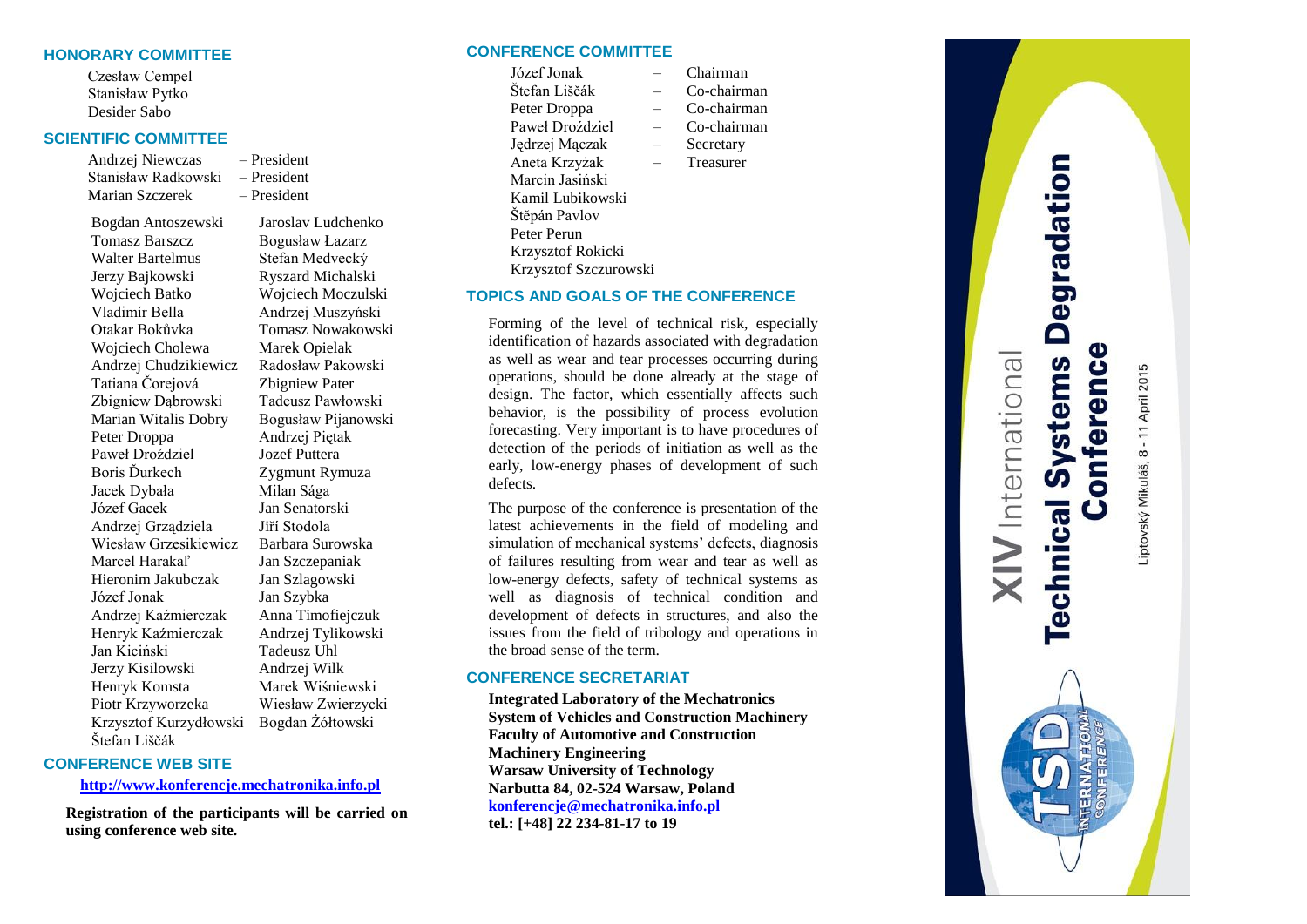## HONORARY COMMITTEE

Czesław Cempel
Stanisław Pytko
Desider Sabo

## SCIENTIFIC COMMITTEE

Andrzej Niewczas – President
Stanisław Radkowski – President
Marian Szczerek – President

Bogdan Antoszewski
Tomasz Barszcz
Walter Bartelmus
Jerzy Bajkowski
Wojciech Batko
Vladimír Bella
Otakar Bokůvka
Wojciech Cholewa
Andrzej Chudzikiewicz
Tatiana Čorejová
Zbigniew Dąbrowski
Marian Witalis Dobry
Peter Droppa
Paweł Droździel
Boris Ďurkech
Jacek Dybała
Józef Gacek
Andrzej Grządziela
Wiesław Grzesikiewicz
Marcel Harakaľ
Hieronim Jakubczak
Józef Jonak
Andrzej Kaźmierczak
Henryk Kaźmierczak
Jan Kiciński
Jerzy Kisilowski
Henryk Komsta
Piotr Krzyworzeka
Krzysztof Kurzydłowski
Štefan Liščák
Jaroslav Ludchenko
Bogusław Łazarz
Stefan Medvecký
Ryszard Michalski
Wojciech Moczulski
Andrzej Muszyński
Tomasz Nowakowski
Marek Opielak
Radosław Pakowski
Zbigniew Pater
Tadeusz Pawłowski
Bogusław Pijanowski
Andrzej Piętak
Jozef Puttera
Zygmunt Rymuza
Milan Sága
Jan Senatorski
Jiří Stodola
Barbara Surowska
Jan Szczepaniak
Jan Szlagowski
Jan Szybka
Anna Timofiejczuk
Andrzej Tylikowski
Tadeusz Uhl
Andrzej Wilk
Marek Wiśniewski
Wiesław Zwierzycki
Bogdan Żółtowski

## CONFERENCE WEB SITE

**http://www.konferencje.mechatronika.info.pl**

**Registration of the participants will be carried on using conference web site.**

## CONFERENCE COMMITTEE

Józef Jonak – Chairman
Štefan Liščák – Co-chairman
Peter Droppa – Co-chairman
Paweł Droździel – Co-chairman
Jędrzej Mączak – Secretary
Aneta Krzyżak – Treasurer
Marcin Jasiński
Kamil Lubikowski
Štěpán Pavlov
Peter Perun
Krzysztof Rokicki
Krzysztof Szczurowski

## TOPICS AND GOALS OF THE CONFERENCE

Forming of the level of technical risk, especially identification of hazards associated with degradation as well as wear and tear processes occurring during operations, should be done already at the stage of design. The factor, which essentially affects such behavior, is the possibility of process evolution forecasting. Very important is to have procedures of detection of the periods of initiation as well as the early, low-energy phases of development of such defects.

The purpose of the conference is presentation of the latest achievements in the field of modeling and simulation of mechanical systems' defects, diagnosis of failures resulting from wear and tear as well as low-energy defects, safety of technical systems as well as diagnosis of technical condition and development of defects in structures, and also the issues from the field of tribology and operations in the broad sense of the term.

## CONFERENCE SECRETARIAT

**Integrated Laboratory of the Mechatronics System of Vehicles and Construction Machinery**
**Faculty of Automotive and Construction Machinery Engineering**
**Warsaw University of Technology**
**Narbutta 84, 02-524 Warsaw, Poland**
**konferencje@mechatronika.info.pl**
**tel.: [+48] 22 234-81-17 to 19**

# XIV International Technical Systems Degradation Conference

Liptovský Mikuláš, 8 - 11 April 2015

TSD INTERNATIONAL CONFERENCE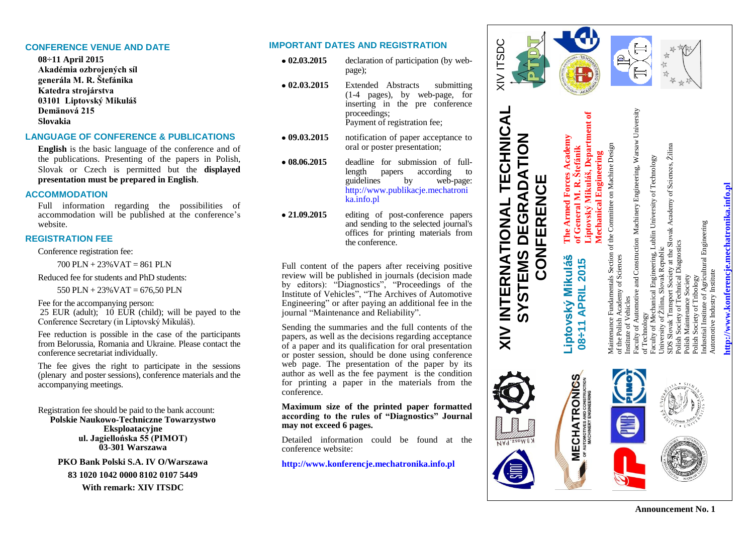## CONFERENCE VENUE AND DATE

**08÷11 April 2015**
**Akadémia ozbrojených síl**
**generála M. R. Štefánika**
**Katedra strojárstva**
**03101 Liptovský Mikuláš**
**Demänová 215**
**Slovakia**

## LANGUAGE OF CONFERENCE & PUBLICATIONS

**English** is the basic language of the conference and of the publications. Presenting of the papers in Polish, Slovak or Czech is permitted but the **displayed presentation must be prepared in English**.

## ACCOMMODATION

Full information regarding the possibilities of accommodation will be published at the conference's website.

## REGISTRATION FEE

Conference registration fee:

700 PLN + 23%VAT = 861 PLN

Reduced fee for students and PhD students:

550 PLN + 23%VAT = 676,50 PLN

Fee for the accompanying person:
25 EUR (adult); 10 EUR (child); will be payed to the Conference Secretary (in Liptovský Mikuláš).

Fee reduction is possible in the case of the participants from Belorussia, Romania and Ukraine. Please contact the conference secretariat individually.

The fee gives the right to participate in the sessions (plenary and poster sessions), conference materials and the accompanying meetings.

Registration fee should be paid to the bank account:
**Polskie Naukowo-Techniczne Towarzystwo Eksploatacyjne**
**ul. Jagiellońska 55 (PIMOT)**
**03-301 Warszawa**

**PKO Bank Polski S.A. IV O/Warszawa**
**83 1020 1042 0000 8102 0107 5449**
**With remark: XIV ITSDC**

## IMPORTANT DATES AND REGISTRATION

- **02.03.2015** declaration of participation (by web-page);
- **02.03.2015** Extended Abstracts submitting (1-4 pages), by web-page, for inserting in the pre conference proceedings; Payment of registration fee;
- **09.03.2015** notification of paper acceptance to oral or poster presentation;
- **08.06.2015** deadline for submission of full-length papers according to guidelines by web-page: http://www.publikacje.mechatronika.info.pl
- **21.09.2015** editing of post-conference papers and sending to the selected journal's offices for printing materials from the conference.

Full content of the papers after receiving positive review will be published in journals (decision made by editors): "Diagnostics", "Proceedings of the Institute of Vehicles", "The Archives of Automotive Engineering" or after paying an additional fee in the journal "Maintenance and Reliability".

Sending the summaries and the full contents of the papers, as well as the decisions regarding acceptance of a paper and its qualification for oral presentation or poster session, should be done using conference web page. The presentation of the paper by its author as well as the fee payment is the condition for printing a paper in the materials from the conference.

**Maximum size of the printed paper formatted according to the rules of "Diagnostics" Journal may not exceed 6 pages.**

Detailed information could be found at the conference website:

**http://www.konferencje.mechatronika.info.pl**

XIV ITSDC

# XIV INTERNATIONAL TECHNICAL SYSTEMS DEGRADATION CONFERENCE

**Liptovský Mikuláš**
**08÷11 APRIL 2015**

**The Armed Forces Academy of General M. R. Štefánik Liptovský Mikuláš, Department of Mechanical Engineering**

Maintenance Fundamentals Section of the Committee on Machine Design of the Polish Academy of Sciences
Institute of Vehicles
Faculty of Automotive and Construction Machinery Engineering, Warsaw University of Technology
Faculty of Mechanical Engineering, Lublin University of Technology
University of Žilina, Slovak Republic
SDS Slovak Transport Society at the Slovak Academy of Sciences, Žilina
Polish Society of Technical Diagnostics
Polish Maintenance Society
Polish Society of Tribology
Industrial Institute of Agricultural Engineering
Automotive Industry Institute

**http://www.konferencje.mechatronika.info.pl**

**Announcement No. 1**